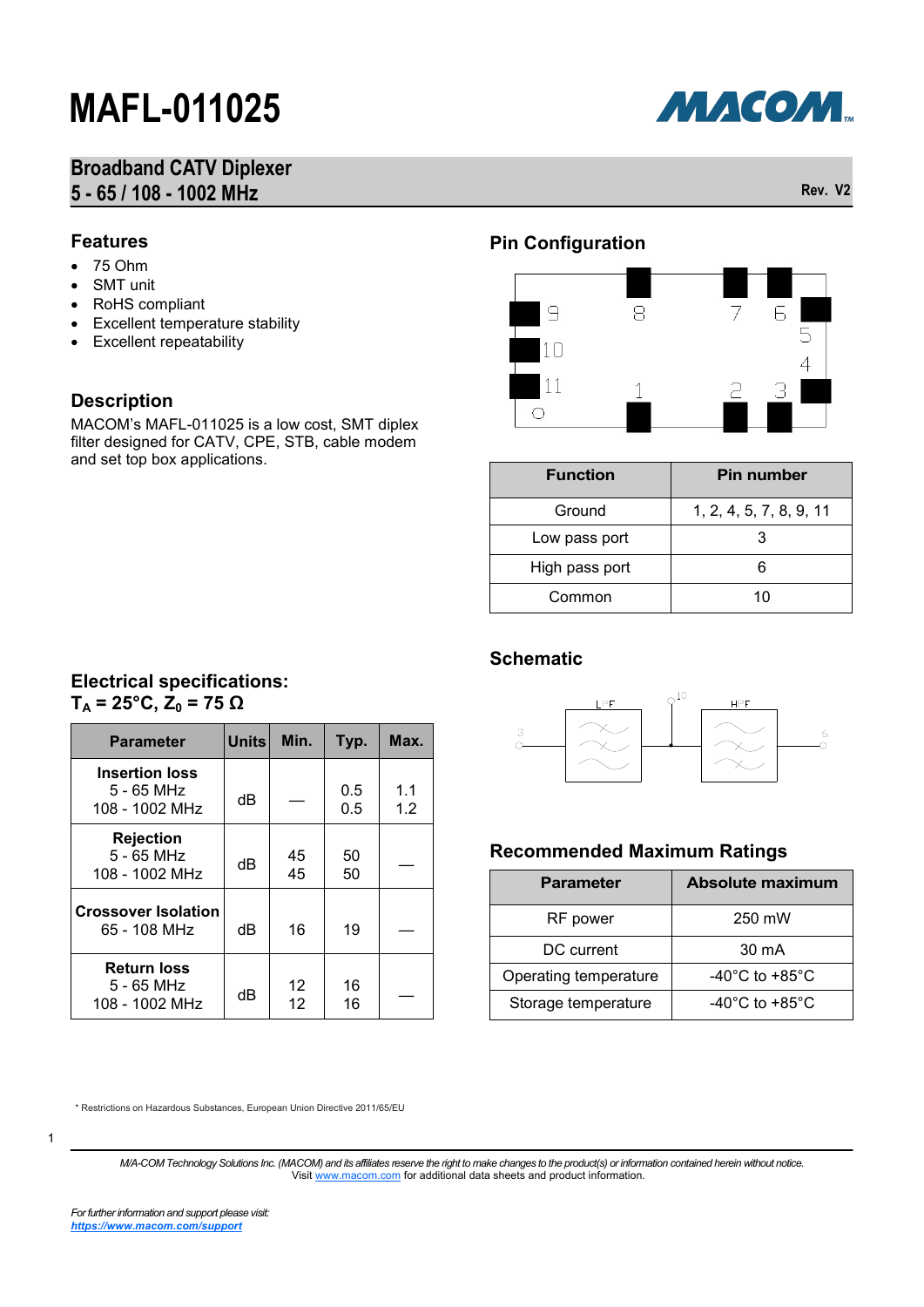# MAFL-011025

## Broadband CATV Diplexer
## 5 - 65 / 108 - 1002 MHz

Rev. V2

### Features

- 75 Ohm
- SMT unit
- RoHS compliant
- Excellent temperature stability
- Excellent repeatability

### Description

MACOM's MAFL-011025 is a low cost, SMT diplex filter designed for CATV, CPE, STB, cable modem and set top box applications.

### Pin Configuration

| Function | Pin number |
| --- | --- |
| Ground | 1, 2, 4, 5, 7, 8, 9, 11 |
| Low pass port | 3 |
| High pass port | 6 |
| Common | 10 |

### Schematic

### Electrical specifications:
### $T_A = 25°C, Z_0 = 75\ \Omega$

| Parameter | Units | Min. | Typ. | Max. |
| --- | --- | --- | --- | --- |
| **Insertion loss** 5 - 65 MHz 108 - 1002 MHz | dB | — | 0.5 0.5 | 1.1 1.2 |
| **Rejection** 5 - 65 MHz 108 - 1002 MHz | dB | 45 45 | 50 50 | — |
| **Crossover Isolation** 65 - 108 MHz | dB | 16 | 19 | — |
| **Return loss** 5 - 65 MHz 108 - 1002 MHz | dB | 12 12 | 16 16 | — |

### Recommended Maximum Ratings

| Parameter | Absolute maximum |
| --- | --- |
| RF power | 250 mW |
| DC current | 30 mA |
| Operating temperature | -40°C to +85°C |
| Storage temperature | -40°C to +85°C |

\* Restrictions on Hazardous Substances, European Union Directive 2011/65/EU

*M/A-COM Technology Solutions Inc. (MACOM) and its affiliates reserve the right to make changes to the product(s) or information contained herein without notice.*
Visit www.macom.com for additional data sheets and product information.

*For further information and support please visit:*
***https://www.macom.com/support***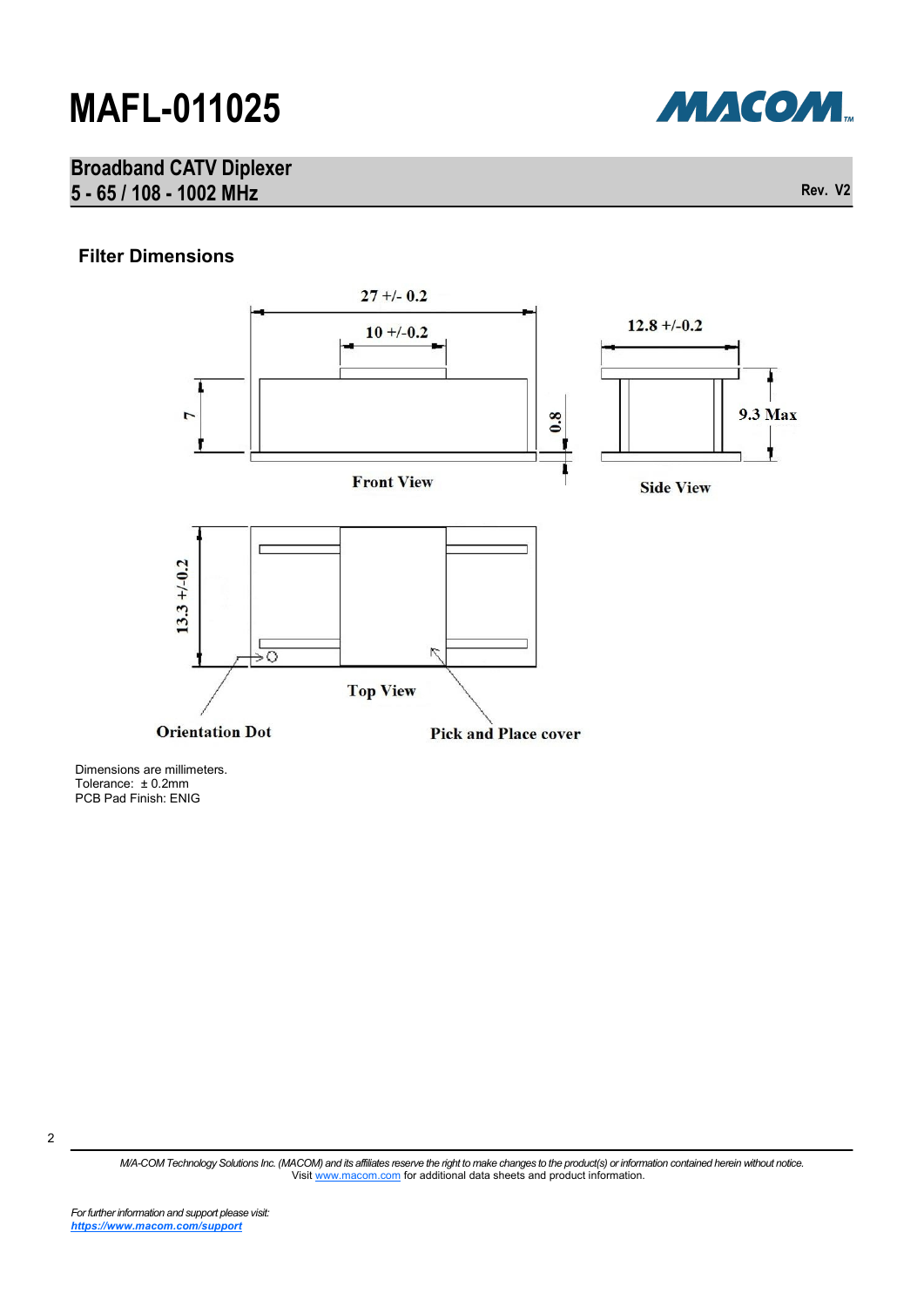# MAFL-011025

## Broadband CATV Diplexer
## 5 - 65 / 108 - 1002 MHz

Rev. V2

### Filter Dimensions

Front View

Side View

Top View

Orientation Dot

Pick and Place cover

27 +/- 0.2

10 +/-0.2

12.8 +/-0.2

7

0.8

9.3 Max

13.3 +/-0.2

Dimensions are millimeters.
Tolerance: ± 0.2mm
PCB Pad Finish: ENIG

*M/A-COM Technology Solutions Inc. (MACOM) and its affiliates reserve the right to make changes to the product(s) or information contained herein without notice.*
Visit www.macom.com for additional data sheets and product information.

*For further information and support please visit:*
***https://www.macom.com/support***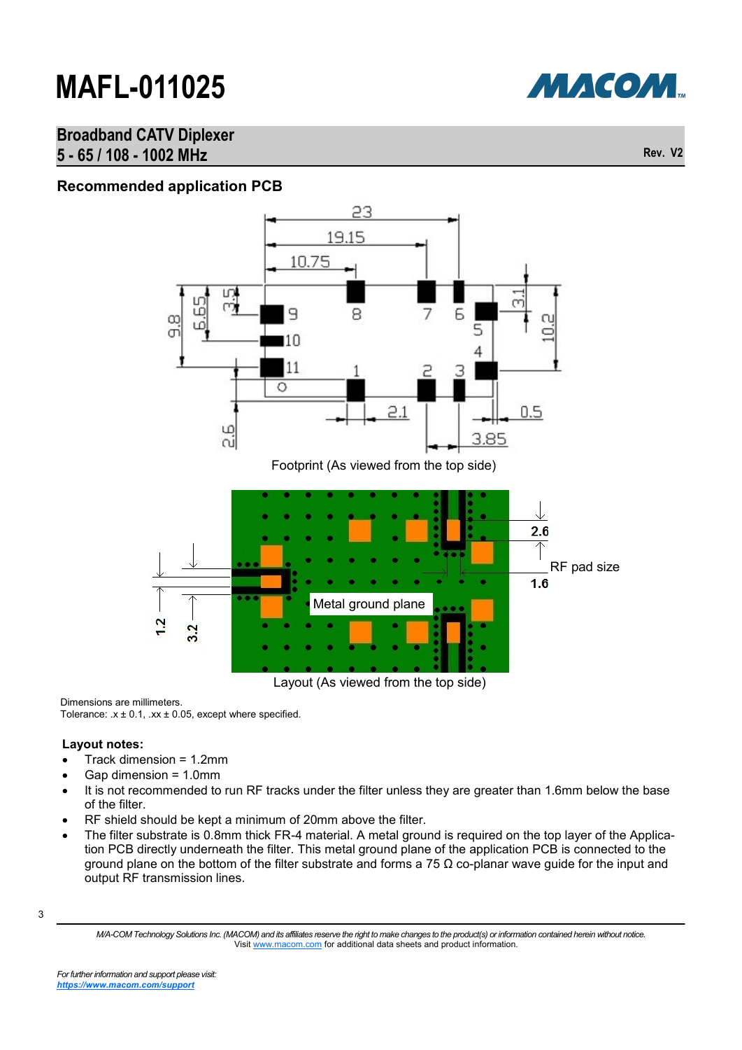# MAFL-011025

## Broadband CATV Diplexer
## 5 - 65 / 108 - 1002 MHz

Rev. V2

### Recommended application PCB

Footprint (As viewed from the top side)

Layout (As viewed from the top side)

Dimensions are millimeters.
Tolerance: .x ± 0.1, .xx ± 0.05, except where specified.

**Layout notes:**

- Track dimension = 1.2mm
- Gap dimension = 1.0mm
- It is not recommended to run RF tracks under the filter unless they are greater than 1.6mm below the base of the filter.
- RF shield should be kept a minimum of 20mm above the filter.
- The filter substrate is 0.8mm thick FR-4 material. A metal ground is required on the top layer of the Application PCB directly underneath the filter. This metal ground plane of the application PCB is connected to the ground plane on the bottom of the filter substrate and forms a 75 Ω co-planar wave guide for the input and output RF transmission lines.

*M/A-COM Technology Solutions Inc. (MACOM) and its affiliates reserve the right to make changes to the product(s) or information contained herein without notice.*
Visit www.macom.com for additional data sheets and product information.

*For further information and support please visit:*
***https://www.macom.com/support***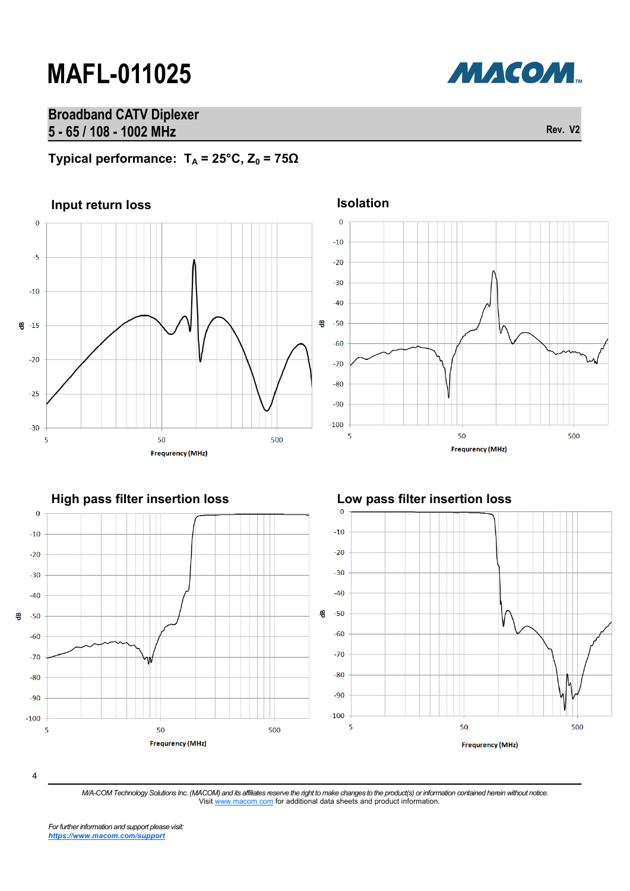# MAFL-011025

## Broadband CATV Diplexer
## 5 - 65 / 108 - 1002 MHz

Rev. V2

### Typical performance: $T_A = 25°C$, $Z_0 = 75Ω$

**Input return loss**

dB: 0, -5, -10, -15, -20, -25, -30

Frequency (MHz): 5, 50, 500

**Isolation**

dB: 0, -10, -20, -30, -40, -50, -60, -70, -80, -90, -100

Frequency (MHz): 5, 50, 500

**High pass filter insertion loss**

dB: 0, -10, -20, -30, -40, -50, -60, -70, -80, -90, -100

Frequency (MHz): 5, 50, 500

**Low pass filter insertion loss**

dB: 0, -10, -20, -30, -40, -50, -60, -70, -80, -90, -100

Frequency (MHz): 5, 50, 500

*M/A-COM Technology Solutions Inc. (MACOM) and its affiliates reserve the right to make changes to the product(s) or information contained herein without notice.*
Visit www.macom.com for additional data sheets and product information.

*For further information and support please visit:*
***https://www.macom.com/support***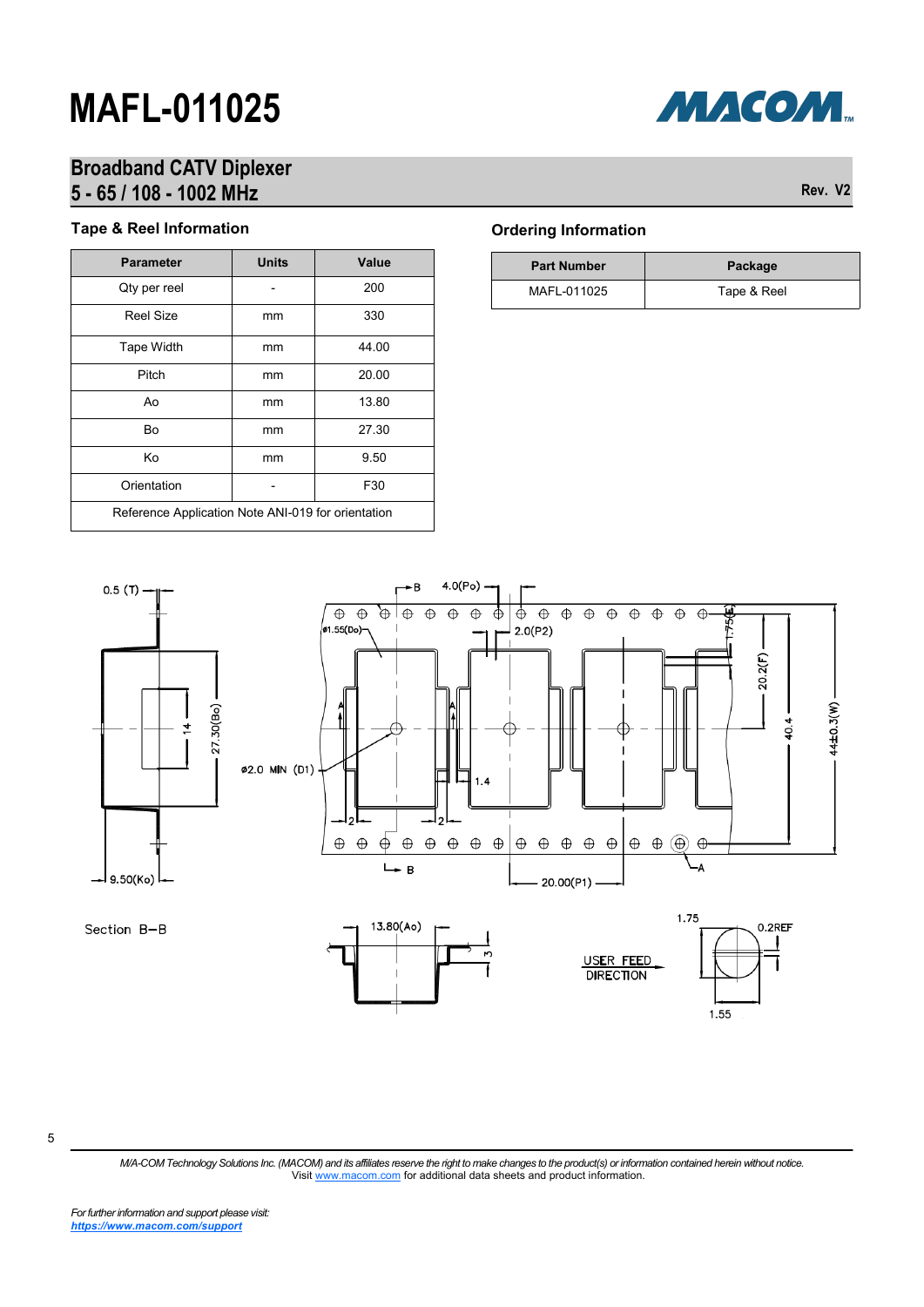# MAFL-011025

## Broadband CATV Diplexer
## 5 - 65 / 108 - 1002 MHz

Rev. V2

### Tape & Reel Information

| Parameter | Units | Value |
|---|---|---|
| Qty per reel | - | 200 |
| Reel Size | mm | 330 |
| Tape Width | mm | 44.00 |
| Pitch | mm | 20.00 |
| Ao | mm | 13.80 |
| Bo | mm | 27.30 |
| Ko | mm | 9.50 |
| Orientation | - | F30 |
| Reference Application Note ANI-019 for orientation | | |

### Ordering Information

| Part Number | Package |
|---|---|
| MAFL-011025 | Tape & Reel |

0.5 (T)

4.0(Po)

ø1.55(Do)

2.0(P2)

1.75(E)

20.2(F)

40.4

44±0.3(W)

27.30(Bo)

14

ø2.0 MIN (D1)

1.4

2

2

A

A

B

B

A

20.00(P1)

9.50(Ko)

Section B–B

13.80(Ao)

3

USER FEED DIRECTION

1.75

0.2REF

1.55

*M/A-COM Technology Solutions Inc. (MACOM) and its affiliates reserve the right to make changes to the product(s) or information contained herein without notice.*
Visit www.macom.com for additional data sheets and product information.

*For further information and support please visit:*
***https://www.macom.com/support***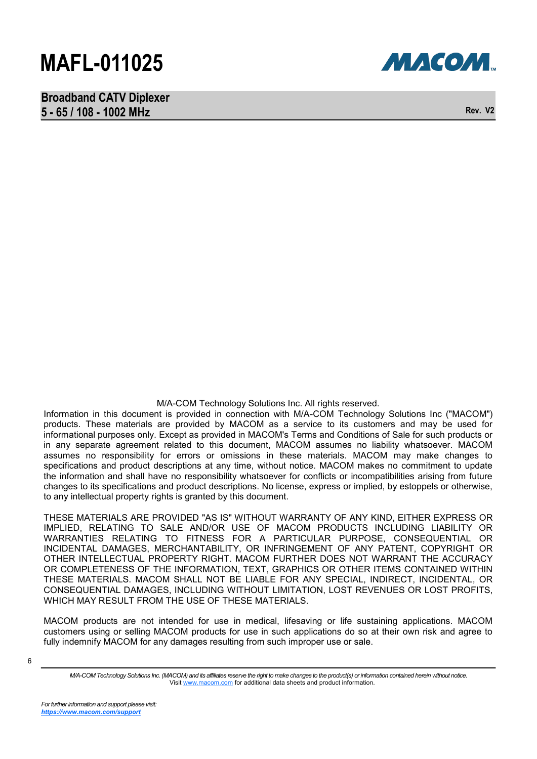M/A-COM Technology Solutions Inc. All rights reserved.

Information in this document is provided in connection with M/A-COM Technology Solutions Inc ("MACOM") products. These materials are provided by MACOM as a service to its customers and may be used for informational purposes only. Except as provided in MACOM's Terms and Conditions of Sale for such products or in any separate agreement related to this document, MACOM assumes no liability whatsoever. MACOM assumes no responsibility for errors or omissions in these materials. MACOM may make changes to specifications and product descriptions at any time, without notice. MACOM makes no commitment to update the information and shall have no responsibility whatsoever for conflicts or incompatibilities arising from future changes to its specifications and product descriptions. No license, express or implied, by estoppels or otherwise, to any intellectual property rights is granted by this document.

THESE MATERIALS ARE PROVIDED "AS IS" WITHOUT WARRANTY OF ANY KIND, EITHER EXPRESS OR IMPLIED, RELATING TO SALE AND/OR USE OF MACOM PRODUCTS INCLUDING LIABILITY OR WARRANTIES RELATING TO FITNESS FOR A PARTICULAR PURPOSE, CONSEQUENTIAL OR INCIDENTAL DAMAGES, MERCHANTABILITY, OR INFRINGEMENT OF ANY PATENT, COPYRIGHT OR OTHER INTELLECTUAL PROPERTY RIGHT. MACOM FURTHER DOES NOT WARRANT THE ACCURACY OR COMPLETENESS OF THE INFORMATION, TEXT, GRAPHICS OR OTHER ITEMS CONTAINED WITHIN THESE MATERIALS. MACOM SHALL NOT BE LIABLE FOR ANY SPECIAL, INDIRECT, INCIDENTAL, OR CONSEQUENTIAL DAMAGES, INCLUDING WITHOUT LIMITATION, LOST REVENUES OR LOST PROFITS, WHICH MAY RESULT FROM THE USE OF THESE MATERIALS.

MACOM products are not intended for use in medical, lifesaving or life sustaining applications. MACOM customers using or selling MACOM products for use in such applications do so at their own risk and agree to fully indemnify MACOM for any damages resulting from such improper use or sale.